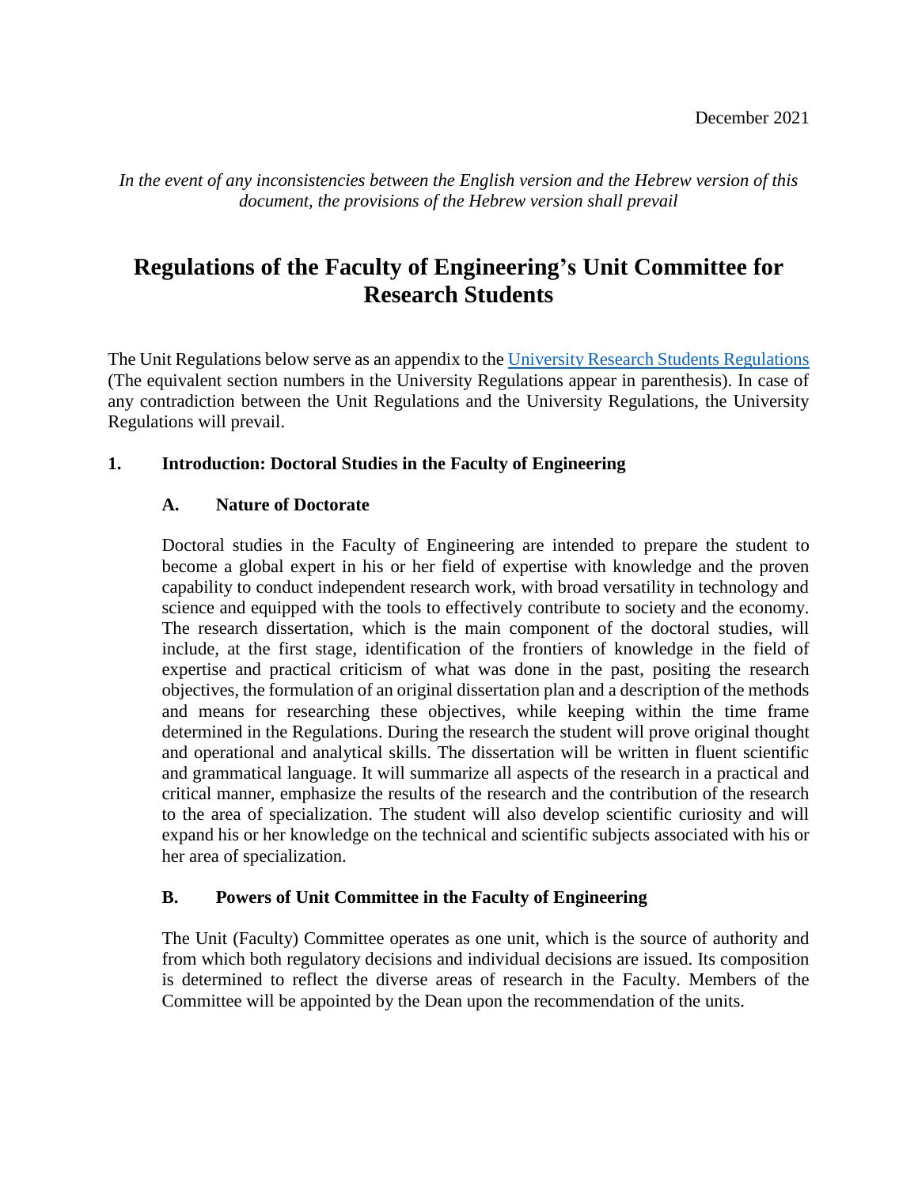December 2021

*In the event of any inconsistencies between the English version and the Hebrew version of this document, the provisions of the Hebrew version shall prevail*

# Regulations of the Faculty of Engineering's Unit Committee for Research Students

The Unit Regulations below serve as an appendix to the [University Research Students Regulations](#) (The equivalent section numbers in the University Regulations appear in parenthesis). In case of any contradiction between the Unit Regulations and the University Regulations, the University Regulations will prevail.

## 1. Introduction: Doctoral Studies in the Faculty of Engineering

### A. Nature of Doctorate

Doctoral studies in the Faculty of Engineering are intended to prepare the student to become a global expert in his or her field of expertise with knowledge and the proven capability to conduct independent research work, with broad versatility in technology and science and equipped with the tools to effectively contribute to society and the economy. The research dissertation, which is the main component of the doctoral studies, will include, at the first stage, identification of the frontiers of knowledge in the field of expertise and practical criticism of what was done in the past, positing the research objectives, the formulation of an original dissertation plan and a description of the methods and means for researching these objectives, while keeping within the time frame determined in the Regulations. During the research the student will prove original thought and operational and analytical skills. The dissertation will be written in fluent scientific and grammatical language. It will summarize all aspects of the research in a practical and critical manner, emphasize the results of the research and the contribution of the research to the area of specialization. The student will also develop scientific curiosity and will expand his or her knowledge on the technical and scientific subjects associated with his or her area of specialization.

### B. Powers of Unit Committee in the Faculty of Engineering

The Unit (Faculty) Committee operates as one unit, which is the source of authority and from which both regulatory decisions and individual decisions are issued. Its composition is determined to reflect the diverse areas of research in the Faculty. Members of the Committee will be appointed by the Dean upon the recommendation of the units.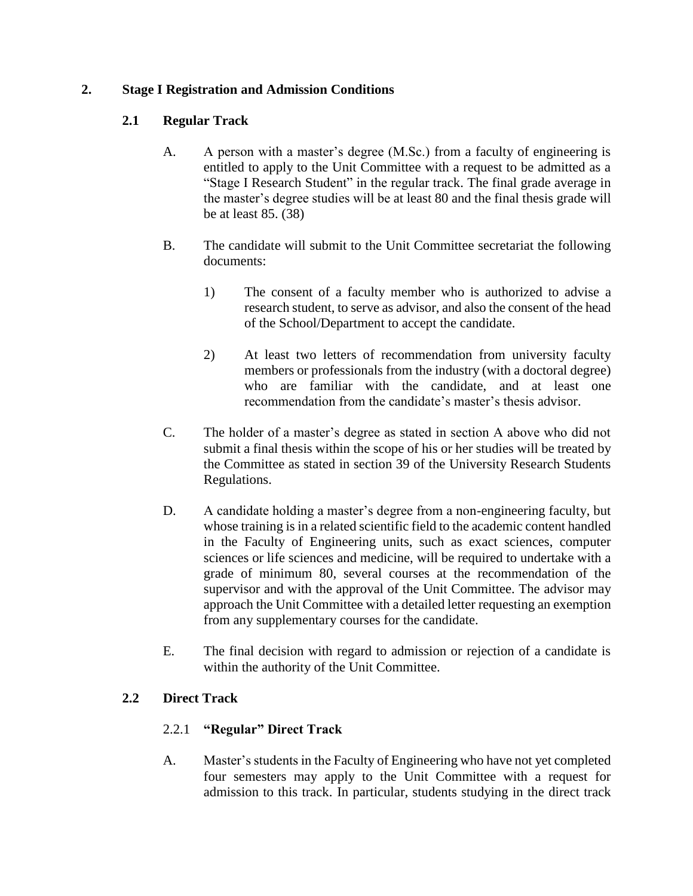## 2. Stage I Registration and Admission Conditions

### 2.1 Regular Track

A. A person with a master's degree (M.Sc.) from a faculty of engineering is entitled to apply to the Unit Committee with a request to be admitted as a "Stage I Research Student" in the regular track. The final grade average in the master's degree studies will be at least 80 and the final thesis grade will be at least 85. (38)

B. The candidate will submit to the Unit Committee secretariat the following documents:

1) The consent of a faculty member who is authorized to advise a research student, to serve as advisor, and also the consent of the head of the School/Department to accept the candidate.

2) At least two letters of recommendation from university faculty members or professionals from the industry (with a doctoral degree) who are familiar with the candidate, and at least one recommendation from the candidate's master's thesis advisor.

C. The holder of a master's degree as stated in section A above who did not submit a final thesis within the scope of his or her studies will be treated by the Committee as stated in section 39 of the University Research Students Regulations.

D. A candidate holding a master's degree from a non-engineering faculty, but whose training is in a related scientific field to the academic content handled in the Faculty of Engineering units, such as exact sciences, computer sciences or life sciences and medicine, will be required to undertake with a grade of minimum 80, several courses at the recommendation of the supervisor and with the approval of the Unit Committee. The advisor may approach the Unit Committee with a detailed letter requesting an exemption from any supplementary courses for the candidate.

E. The final decision with regard to admission or rejection of a candidate is within the authority of the Unit Committee.

### 2.2 Direct Track

#### 2.2.1 "Regular" Direct Track

A. Master's students in the Faculty of Engineering who have not yet completed four semesters may apply to the Unit Committee with a request for admission to this track. In particular, students studying in the direct track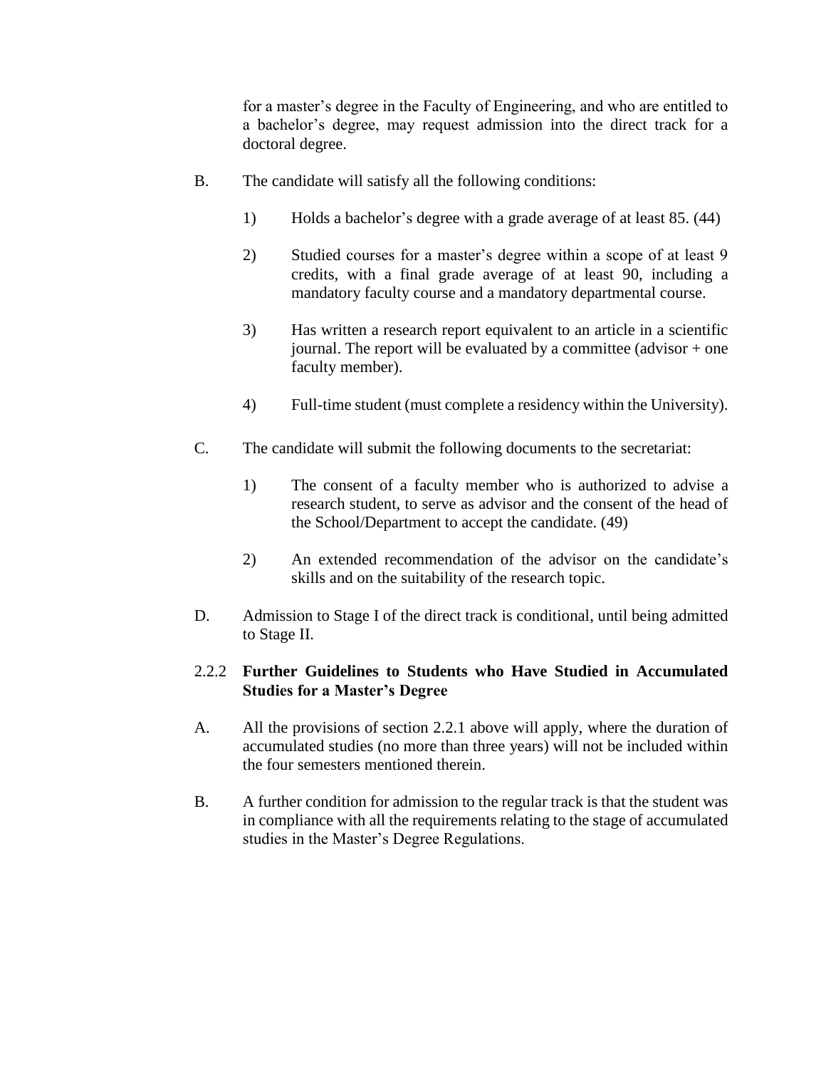for a master's degree in the Faculty of Engineering, and who are entitled to a bachelor's degree, may request admission into the direct track for a doctoral degree.

B. The candidate will satisfy all the following conditions:

   1) Holds a bachelor's degree with a grade average of at least 85. (44)

   2) Studied courses for a master's degree within a scope of at least 9 credits, with a final grade average of at least 90, including a mandatory faculty course and a mandatory departmental course.

   3) Has written a research report equivalent to an article in a scientific journal. The report will be evaluated by a committee (advisor + one faculty member).

   4) Full-time student (must complete a residency within the University).

C. The candidate will submit the following documents to the secretariat:

   1) The consent of a faculty member who is authorized to advise a research student, to serve as advisor and the consent of the head of the School/Department to accept the candidate. (49)

   2) An extended recommendation of the advisor on the candidate's skills and on the suitability of the research topic.

D. Admission to Stage I of the direct track is conditional, until being admitted to Stage II.

### 2.2.2 Further Guidelines to Students who Have Studied in Accumulated Studies for a Master's Degree

A. All the provisions of section 2.2.1 above will apply, where the duration of accumulated studies (no more than three years) will not be included within the four semesters mentioned therein.

B. A further condition for admission to the regular track is that the student was in compliance with all the requirements relating to the stage of accumulated studies in the Master's Degree Regulations.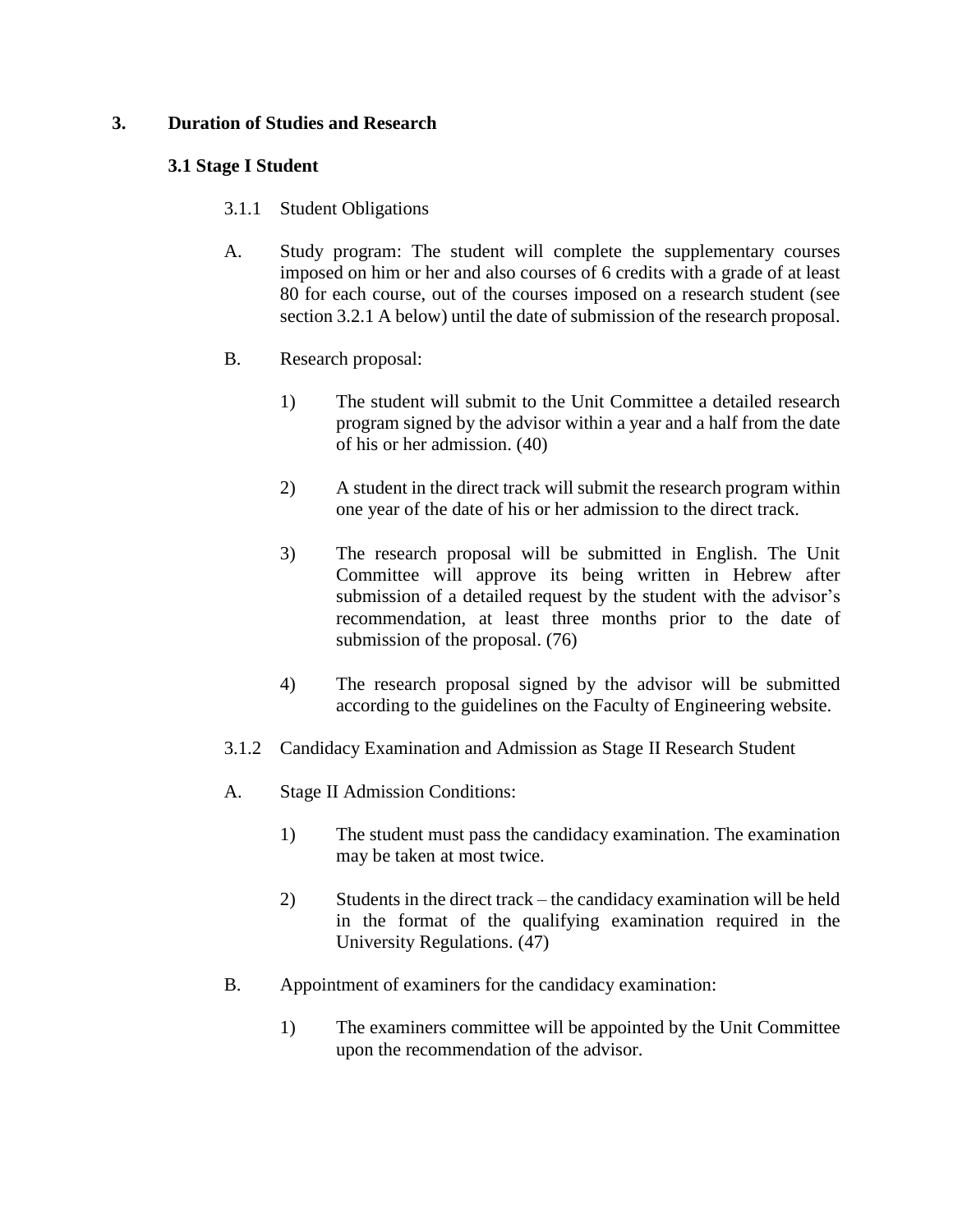## 3. Duration of Studies and Research

### 3.1 Stage I Student

3.1.1 Student Obligations

A. Study program: The student will complete the supplementary courses imposed on him or her and also courses of 6 credits with a grade of at least 80 for each course, out of the courses imposed on a research student (see section 3.2.1 A below) until the date of submission of the research proposal.

B. Research proposal:

1) The student will submit to the Unit Committee a detailed research program signed by the advisor within a year and a half from the date of his or her admission. (40)

2) A student in the direct track will submit the research program within one year of the date of his or her admission to the direct track.

3) The research proposal will be submitted in English. The Unit Committee will approve its being written in Hebrew after submission of a detailed request by the student with the advisor's recommendation, at least three months prior to the date of submission of the proposal. (76)

4) The research proposal signed by the advisor will be submitted according to the guidelines on the Faculty of Engineering website.

3.1.2 Candidacy Examination and Admission as Stage II Research Student

A. Stage II Admission Conditions:

1) The student must pass the candidacy examination. The examination may be taken at most twice.

2) Students in the direct track – the candidacy examination will be held in the format of the qualifying examination required in the University Regulations. (47)

B. Appointment of examiners for the candidacy examination:

1) The examiners committee will be appointed by the Unit Committee upon the recommendation of the advisor.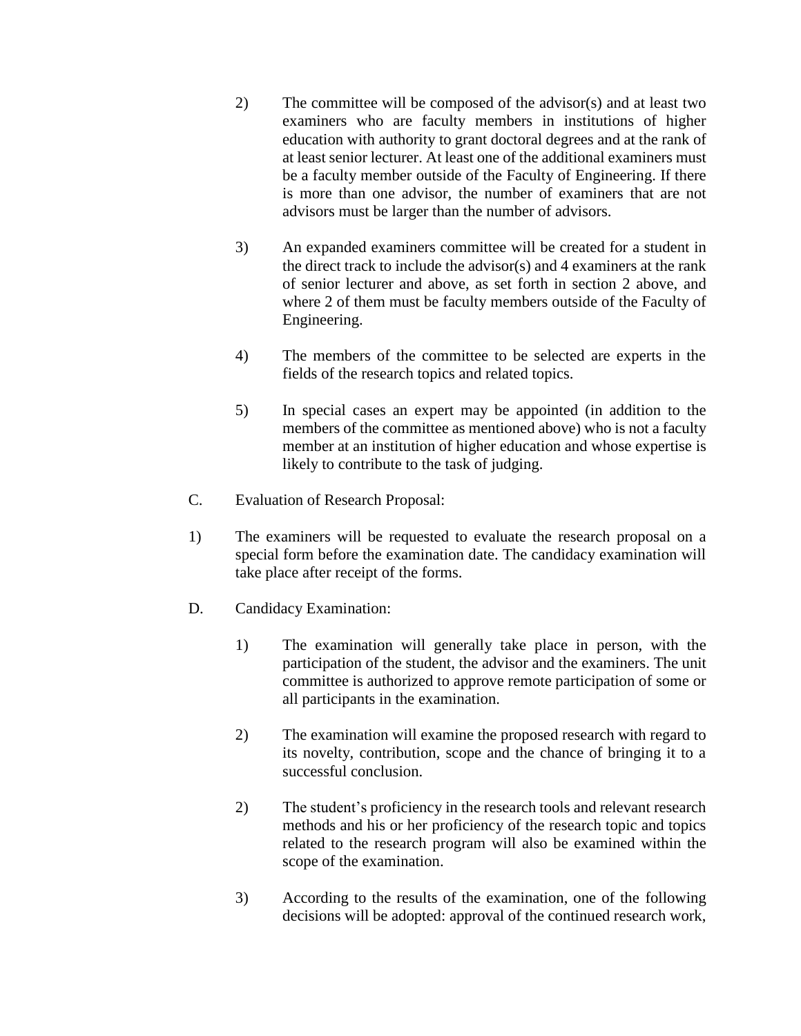2) The committee will be composed of the advisor(s) and at least two examiners who are faculty members in institutions of higher education with authority to grant doctoral degrees and at the rank of at least senior lecturer. At least one of the additional examiners must be a faculty member outside of the Faculty of Engineering. If there is more than one advisor, the number of examiners that are not advisors must be larger than the number of advisors.

3) An expanded examiners committee will be created for a student in the direct track to include the advisor(s) and 4 examiners at the rank of senior lecturer and above, as set forth in section 2 above, and where 2 of them must be faculty members outside of the Faculty of Engineering.

4) The members of the committee to be selected are experts in the fields of the research topics and related topics.

5) In special cases an expert may be appointed (in addition to the members of the committee as mentioned above) who is not a faculty member at an institution of higher education and whose expertise is likely to contribute to the task of judging.

C. Evaluation of Research Proposal:

1) The examiners will be requested to evaluate the research proposal on a special form before the examination date. The candidacy examination will take place after receipt of the forms.

D. Candidacy Examination:

1) The examination will generally take place in person, with the participation of the student, the advisor and the examiners. The unit committee is authorized to approve remote participation of some or all participants in the examination.

2) The examination will examine the proposed research with regard to its novelty, contribution, scope and the chance of bringing it to a successful conclusion.

2) The student's proficiency in the research tools and relevant research methods and his or her proficiency of the research topic and topics related to the research program will also be examined within the scope of the examination.

3) According to the results of the examination, one of the following decisions will be adopted: approval of the continued research work,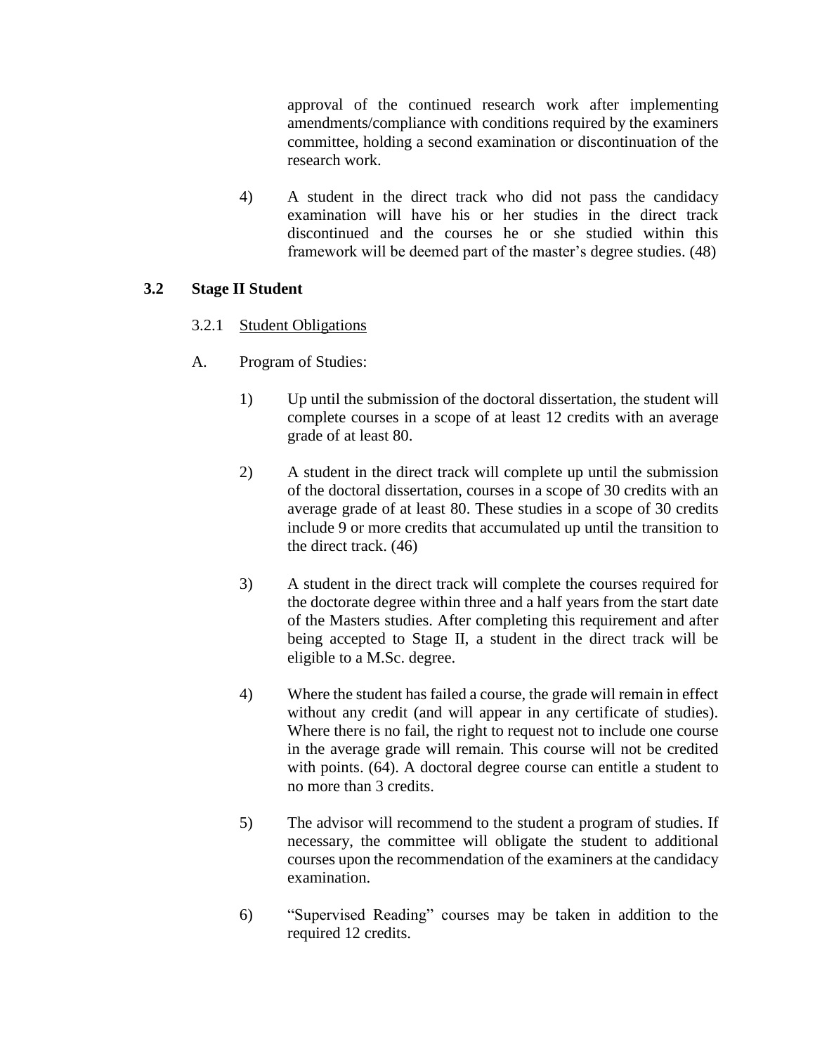approval of the continued research work after implementing amendments/compliance with conditions required by the examiners committee, holding a second examination or discontinuation of the research work.

4) A student in the direct track who did not pass the candidacy examination will have his or her studies in the direct track discontinued and the courses he or she studied within this framework will be deemed part of the master's degree studies. (48)

### 3.2 Stage II Student

3.2.1 <u>Student Obligations</u>

A. Program of Studies:

1) Up until the submission of the doctoral dissertation, the student will complete courses in a scope of at least 12 credits with an average grade of at least 80.

2) A student in the direct track will complete up until the submission of the doctoral dissertation, courses in a scope of 30 credits with an average grade of at least 80. These studies in a scope of 30 credits include 9 or more credits that accumulated up until the transition to the direct track. (46)

3) A student in the direct track will complete the courses required for the doctorate degree within three and a half years from the start date of the Masters studies. After completing this requirement and after being accepted to Stage II, a student in the direct track will be eligible to a M.Sc. degree.

4) Where the student has failed a course, the grade will remain in effect without any credit (and will appear in any certificate of studies). Where there is no fail, the right to request not to include one course in the average grade will remain. This course will not be credited with points. (64). A doctoral degree course can entitle a student to no more than 3 credits.

5) The advisor will recommend to the student a program of studies. If necessary, the committee will obligate the student to additional courses upon the recommendation of the examiners at the candidacy examination.

6) "Supervised Reading" courses may be taken in addition to the required 12 credits.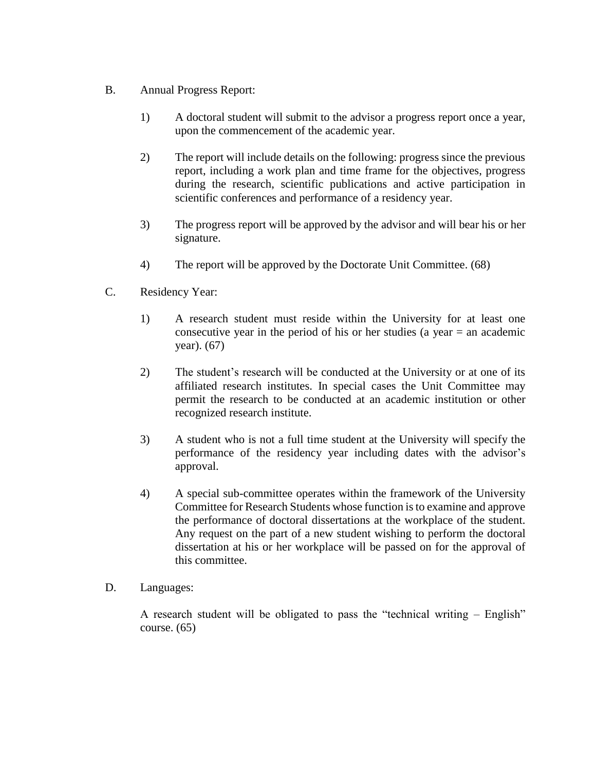B. Annual Progress Report:

1) A doctoral student will submit to the advisor a progress report once a year, upon the commencement of the academic year.

2) The report will include details on the following: progress since the previous report, including a work plan and time frame for the objectives, progress during the research, scientific publications and active participation in scientific conferences and performance of a residency year.

3) The progress report will be approved by the advisor and will bear his or her signature.

4) The report will be approved by the Doctorate Unit Committee. (68)

C. Residency Year:

1) A research student must reside within the University for at least one consecutive year in the period of his or her studies (a year = an academic year). (67)

2) The student's research will be conducted at the University or at one of its affiliated research institutes. In special cases the Unit Committee may permit the research to be conducted at an academic institution or other recognized research institute.

3) A student who is not a full time student at the University will specify the performance of the residency year including dates with the advisor's approval.

4) A special sub-committee operates within the framework of the University Committee for Research Students whose function is to examine and approve the performance of doctoral dissertations at the workplace of the student. Any request on the part of a new student wishing to perform the doctoral dissertation at his or her workplace will be passed on for the approval of this committee.

D. Languages:

A research student will be obligated to pass the "technical writing – English" course. (65)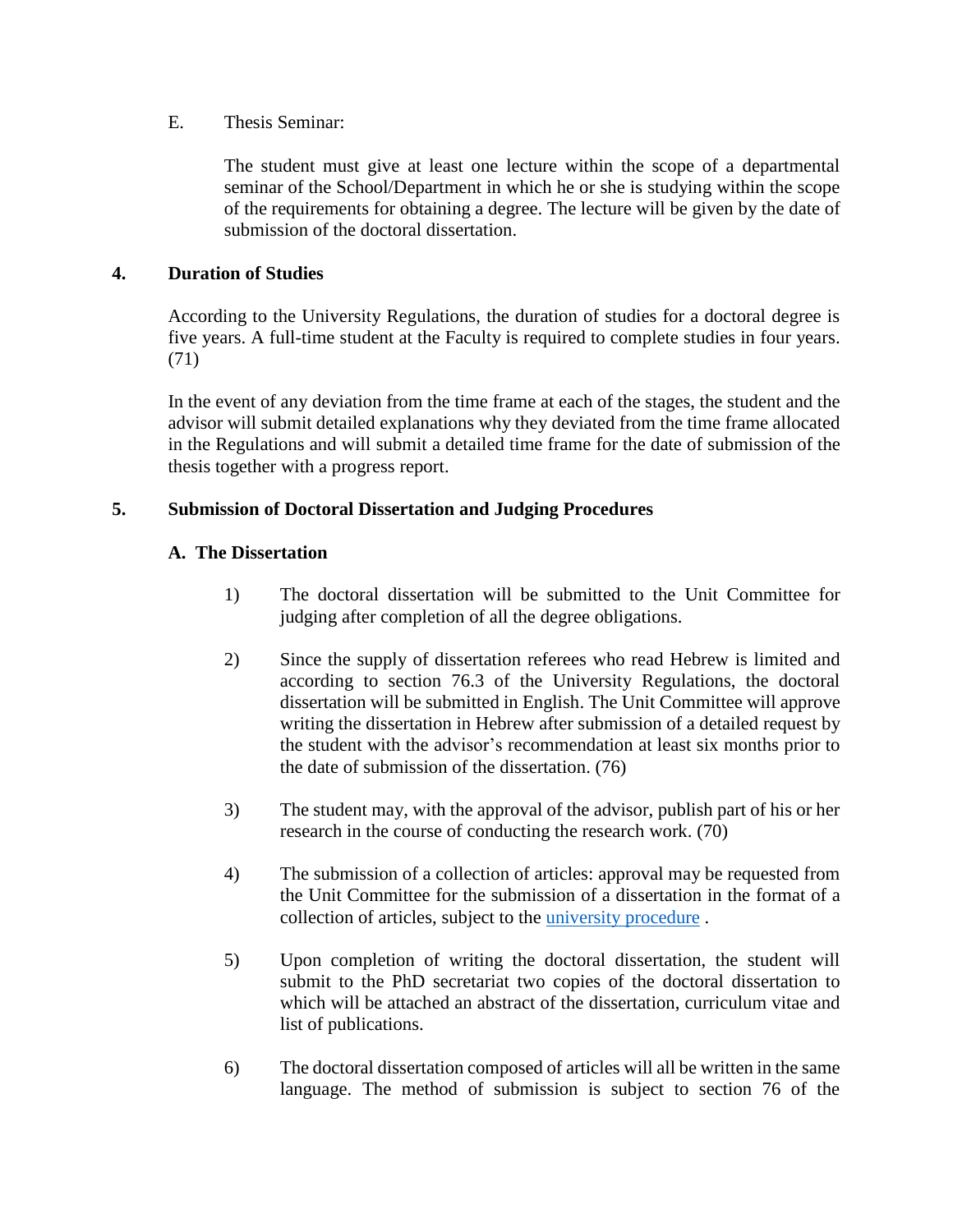E. Thesis Seminar:

The student must give at least one lecture within the scope of a departmental seminar of the School/Department in which he or she is studying within the scope of the requirements for obtaining a degree. The lecture will be given by the date of submission of the doctoral dissertation.

## 4. Duration of Studies

According to the University Regulations, the duration of studies for a doctoral degree is five years. A full-time student at the Faculty is required to complete studies in four years. (71)

In the event of any deviation from the time frame at each of the stages, the student and the advisor will submit detailed explanations why they deviated from the time frame allocated in the Regulations and will submit a detailed time frame for the date of submission of the thesis together with a progress report.

## 5. Submission of Doctoral Dissertation and Judging Procedures

### A. The Dissertation

1) The doctoral dissertation will be submitted to the Unit Committee for judging after completion of all the degree obligations.

2) Since the supply of dissertation referees who read Hebrew is limited and according to section 76.3 of the University Regulations, the doctoral dissertation will be submitted in English. The Unit Committee will approve writing the dissertation in Hebrew after submission of a detailed request by the student with the advisor's recommendation at least six months prior to the date of submission of the dissertation. (76)

3) The student may, with the approval of the advisor, publish part of his or her research in the course of conducting the research work. (70)

4) The submission of a collection of articles: approval may be requested from the Unit Committee for the submission of a dissertation in the format of a collection of articles, subject to the university procedure .

5) Upon completion of writing the doctoral dissertation, the student will submit to the PhD secretariat two copies of the doctoral dissertation to which will be attached an abstract of the dissertation, curriculum vitae and list of publications.

6) The doctoral dissertation composed of articles will all be written in the same language. The method of submission is subject to section 76 of the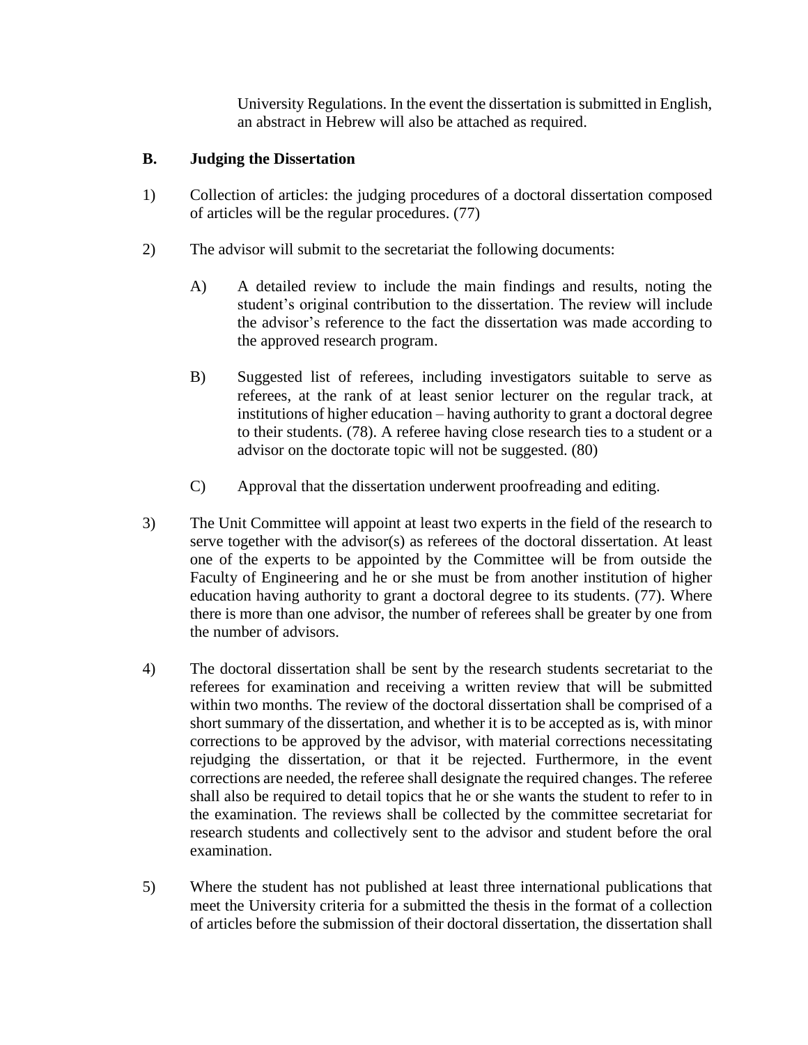University Regulations. In the event the dissertation is submitted in English, an abstract in Hebrew will also be attached as required.

### B. Judging the Dissertation

1) Collection of articles: the judging procedures of a doctoral dissertation composed of articles will be the regular procedures. (77)

2) The advisor will submit to the secretariat the following documents:

   A) A detailed review to include the main findings and results, noting the student's original contribution to the dissertation. The review will include the advisor's reference to the fact the dissertation was made according to the approved research program.

   B) Suggested list of referees, including investigators suitable to serve as referees, at the rank of at least senior lecturer on the regular track, at institutions of higher education – having authority to grant a doctoral degree to their students. (78). A referee having close research ties to a student or a advisor on the doctorate topic will not be suggested. (80)

   C) Approval that the dissertation underwent proofreading and editing.

3) The Unit Committee will appoint at least two experts in the field of the research to serve together with the advisor(s) as referees of the doctoral dissertation. At least one of the experts to be appointed by the Committee will be from outside the Faculty of Engineering and he or she must be from another institution of higher education having authority to grant a doctoral degree to its students. (77). Where there is more than one advisor, the number of referees shall be greater by one from the number of advisors.

4) The doctoral dissertation shall be sent by the research students secretariat to the referees for examination and receiving a written review that will be submitted within two months. The review of the doctoral dissertation shall be comprised of a short summary of the dissertation, and whether it is to be accepted as is, with minor corrections to be approved by the advisor, with material corrections necessitating rejudging the dissertation, or that it be rejected. Furthermore, in the event corrections are needed, the referee shall designate the required changes. The referee shall also be required to detail topics that he or she wants the student to refer to in the examination. The reviews shall be collected by the committee secretariat for research students and collectively sent to the advisor and student before the oral examination.

5) Where the student has not published at least three international publications that meet the University criteria for a submitted the thesis in the format of a collection of articles before the submission of their doctoral dissertation, the dissertation shall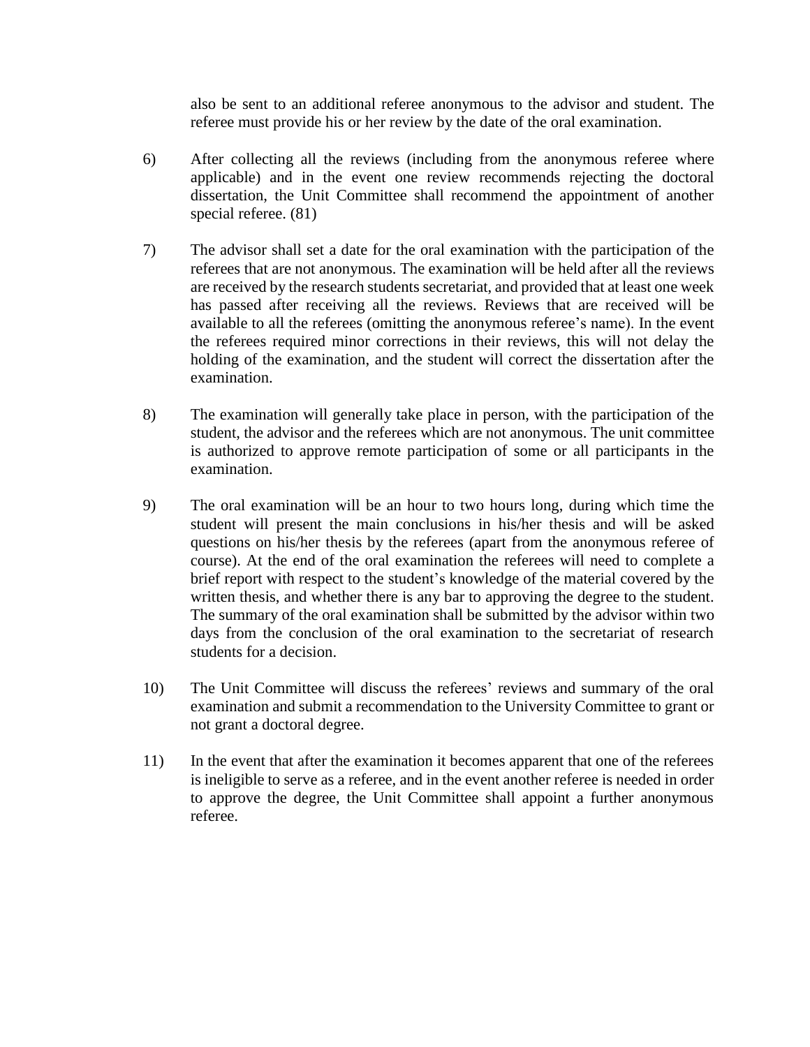also be sent to an additional referee anonymous to the advisor and student. The referee must provide his or her review by the date of the oral examination.

6) After collecting all the reviews (including from the anonymous referee where applicable) and in the event one review recommends rejecting the doctoral dissertation, the Unit Committee shall recommend the appointment of another special referee. (81)

7) The advisor shall set a date for the oral examination with the participation of the referees that are not anonymous. The examination will be held after all the reviews are received by the research students secretariat, and provided that at least one week has passed after receiving all the reviews. Reviews that are received will be available to all the referees (omitting the anonymous referee's name). In the event the referees required minor corrections in their reviews, this will not delay the holding of the examination, and the student will correct the dissertation after the examination.

8) The examination will generally take place in person, with the participation of the student, the advisor and the referees which are not anonymous. The unit committee is authorized to approve remote participation of some or all participants in the examination.

9) The oral examination will be an hour to two hours long, during which time the student will present the main conclusions in his/her thesis and will be asked questions on his/her thesis by the referees (apart from the anonymous referee of course). At the end of the oral examination the referees will need to complete a brief report with respect to the student's knowledge of the material covered by the written thesis, and whether there is any bar to approving the degree to the student. The summary of the oral examination shall be submitted by the advisor within two days from the conclusion of the oral examination to the secretariat of research students for a decision.

10) The Unit Committee will discuss the referees' reviews and summary of the oral examination and submit a recommendation to the University Committee to grant or not grant a doctoral degree.

11) In the event that after the examination it becomes apparent that one of the referees is ineligible to serve as a referee, and in the event another referee is needed in order to approve the degree, the Unit Committee shall appoint a further anonymous referee.